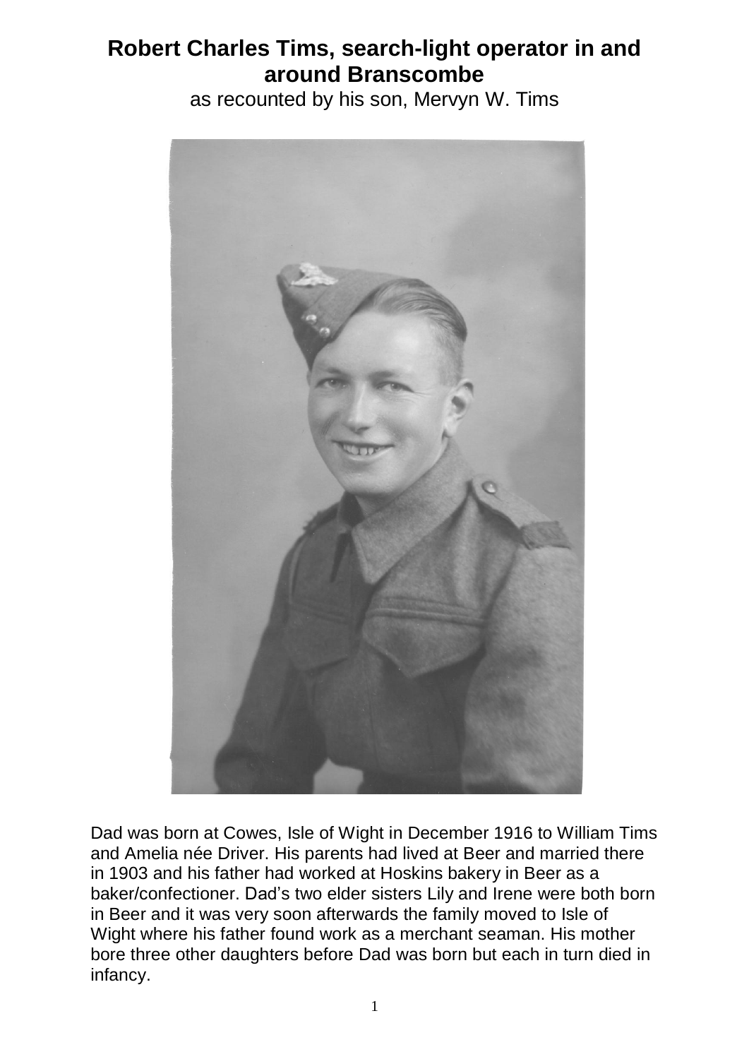# Robert Charles Tims, search-light operator in and around Branscombe

as recounted by his son, Mervyn W. Tims

Dad was born at Cowes, Isle of Wight in December 1916 to William Tims and Amelia née Driver. His parents had lived at Beer and married there in 1903 and his father had worked at Hoskins bakery in Beer as a baker/confectioner. Dad's two elder sisters Lily and Irene were both born in Beer and it was very soon afterwards the family moved to Isle of Wight where his father found work as a merchant seaman. His mother bore three other daughters before Dad was born but each in turn died in infancy.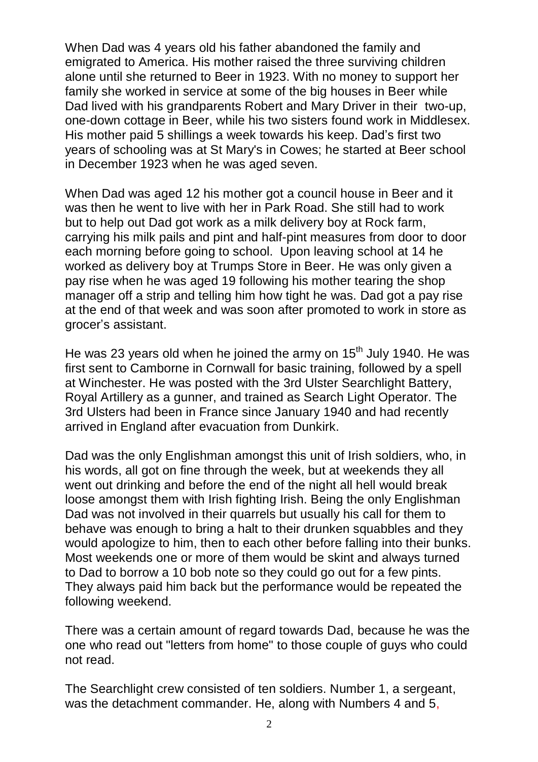When Dad was 4 years old his father abandoned the family and emigrated to America. His mother raised the three surviving children alone until she returned to Beer in 1923. With no money to support her family she worked in service at some of the big houses in Beer while Dad lived with his grandparents Robert and Mary Driver in their two-up, one-down cottage in Beer, while his two sisters found work in Middlesex. His mother paid 5 shillings a week towards his keep. Dad's first two years of schooling was at St Mary's in Cowes; he started at Beer school in December 1923 when he was aged seven.

When Dad was aged 12 his mother got a council house in Beer and it was then he went to live with her in Park Road. She still had to work but to help out Dad got work as a milk delivery boy at Rock farm, carrying his milk pails and pint and half-pint measures from door to door each morning before going to school. Upon leaving school at 14 he worked as delivery boy at Trumps Store in Beer. He was only given a pay rise when he was aged 19 following his mother tearing the shop manager off a strip and telling him how tight he was. Dad got a pay rise at the end of that week and was soon after promoted to work in store as grocer's assistant.

He was 23 years old when he joined the army on 15th July 1940. He was first sent to Camborne in Cornwall for basic training, followed by a spell at Winchester. He was posted with the 3rd Ulster Searchlight Battery, Royal Artillery as a gunner, and trained as Search Light Operator. The 3rd Ulsters had been in France since January 1940 and had recently arrived in England after evacuation from Dunkirk.

Dad was the only Englishman amongst this unit of Irish soldiers, who, in his words, all got on fine through the week, but at weekends they all went out drinking and before the end of the night all hell would break loose amongst them with Irish fighting Irish. Being the only Englishman Dad was not involved in their quarrels but usually his call for them to behave was enough to bring a halt to their drunken squabbles and they would apologize to him, then to each other before falling into their bunks. Most weekends one or more of them would be skint and always turned to Dad to borrow a 10 bob note so they could go out for a few pints. They always paid him back but the performance would be repeated the following weekend.

There was a certain amount of regard towards Dad, because he was the one who read out "letters from home" to those couple of guys who could not read.

The Searchlight crew consisted of ten soldiers. Number 1, a sergeant, was the detachment commander. He, along with Numbers 4 and 5,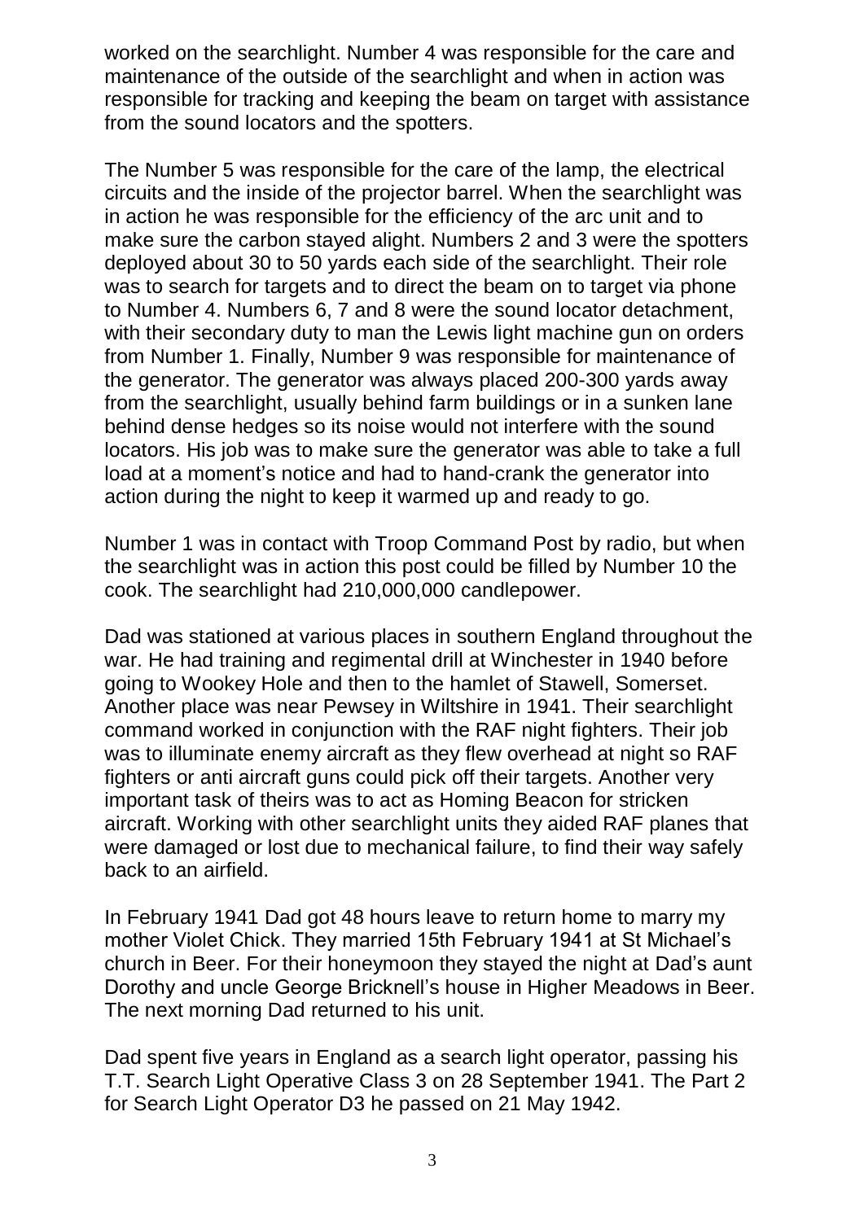worked on the searchlight. Number 4 was responsible for the care and maintenance of the outside of the searchlight and when in action was responsible for tracking and keeping the beam on target with assistance from the sound locators and the spotters.

The Number 5 was responsible for the care of the lamp, the electrical circuits and the inside of the projector barrel. When the searchlight was in action he was responsible for the efficiency of the arc unit and to make sure the carbon stayed alight. Numbers 2 and 3 were the spotters deployed about 30 to 50 yards each side of the searchlight. Their role was to search for targets and to direct the beam on to target via phone to Number 4. Numbers 6, 7 and 8 were the sound locator detachment, with their secondary duty to man the Lewis light machine gun on orders from Number 1. Finally, Number 9 was responsible for maintenance of the generator. The generator was always placed 200-300 yards away from the searchlight, usually behind farm buildings or in a sunken lane behind dense hedges so its noise would not interfere with the sound locators. His job was to make sure the generator was able to take a full load at a moment's notice and had to hand-crank the generator into action during the night to keep it warmed up and ready to go.

Number 1 was in contact with Troop Command Post by radio, but when the searchlight was in action this post could be filled by Number 10 the cook. The searchlight had 210,000,000 candlepower.

Dad was stationed at various places in southern England throughout the war. He had training and regimental drill at Winchester in 1940 before going to Wookey Hole and then to the hamlet of Stawell, Somerset. Another place was near Pewsey in Wiltshire in 1941. Their searchlight command worked in conjunction with the RAF night fighters. Their job was to illuminate enemy aircraft as they flew overhead at night so RAF fighters or anti aircraft guns could pick off their targets. Another very important task of theirs was to act as Homing Beacon for stricken aircraft. Working with other searchlight units they aided RAF planes that were damaged or lost due to mechanical failure, to find their way safely back to an airfield.

In February 1941 Dad got 48 hours leave to return home to marry my mother Violet Chick. They married 15th February 1941 at St Michael's church in Beer. For their honeymoon they stayed the night at Dad's aunt Dorothy and uncle George Bricknell's house in Higher Meadows in Beer. The next morning Dad returned to his unit.

Dad spent five years in England as a search light operator, passing his T.T. Search Light Operative Class 3 on 28 September 1941. The Part 2 for Search Light Operator D3 he passed on 21 May 1942.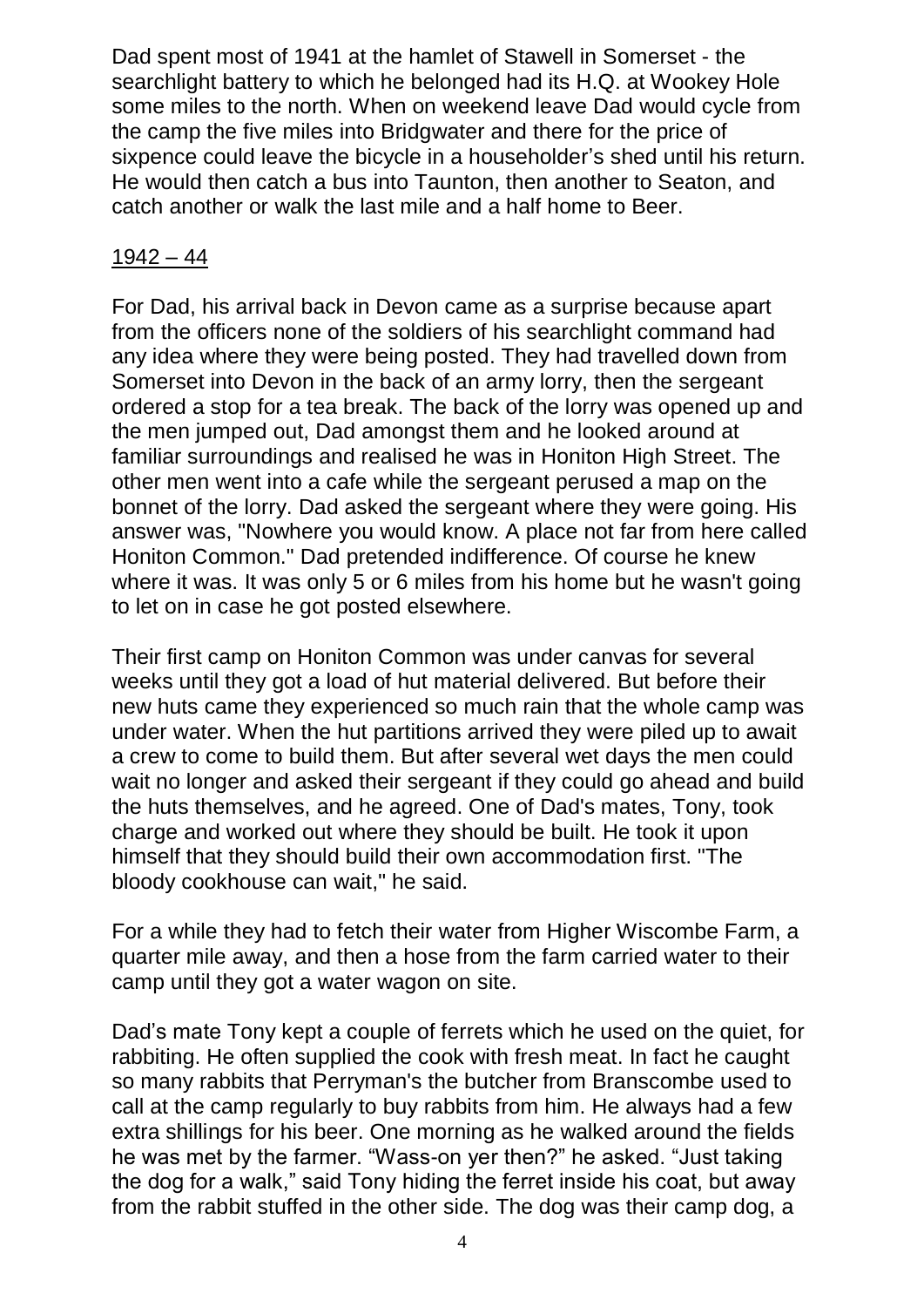Dad spent most of 1941 at the hamlet of Stawell in Somerset - the searchlight battery to which he belonged had its H.Q. at Wookey Hole some miles to the north. When on weekend leave Dad would cycle from the camp the five miles into Bridgwater and there for the price of sixpence could leave the bicycle in a householder's shed until his return. He would then catch a bus into Taunton, then another to Seaton, and catch another or walk the last mile and a half home to Beer.

## 1942 – 44

For Dad, his arrival back in Devon came as a surprise because apart from the officers none of the soldiers of his searchlight command had any idea where they were being posted. They had travelled down from Somerset into Devon in the back of an army lorry, then the sergeant ordered a stop for a tea break. The back of the lorry was opened up and the men jumped out, Dad amongst them and he looked around at familiar surroundings and realised he was in Honiton High Street. The other men went into a cafe while the sergeant perused a map on the bonnet of the lorry. Dad asked the sergeant where they were going. His answer was, "Nowhere you would know. A place not far from here called Honiton Common." Dad pretended indifference. Of course he knew where it was. It was only 5 or 6 miles from his home but he wasn't going to let on in case he got posted elsewhere.

Their first camp on Honiton Common was under canvas for several weeks until they got a load of hut material delivered. But before their new huts came they experienced so much rain that the whole camp was under water. When the hut partitions arrived they were piled up to await a crew to come to build them. But after several wet days the men could wait no longer and asked their sergeant if they could go ahead and build the huts themselves, and he agreed. One of Dad's mates, Tony, took charge and worked out where they should be built. He took it upon himself that they should build their own accommodation first. "The bloody cookhouse can wait," he said.

For a while they had to fetch their water from Higher Wiscombe Farm, a quarter mile away, and then a hose from the farm carried water to their camp until they got a water wagon on site.

Dad's mate Tony kept a couple of ferrets which he used on the quiet, for rabbiting. He often supplied the cook with fresh meat. In fact he caught so many rabbits that Perryman's the butcher from Branscombe used to call at the camp regularly to buy rabbits from him. He always had a few extra shillings for his beer. One morning as he walked around the fields he was met by the farmer. "Wass-on yer then?" he asked. "Just taking the dog for a walk," said Tony hiding the ferret inside his coat, but away from the rabbit stuffed in the other side. The dog was their camp dog, a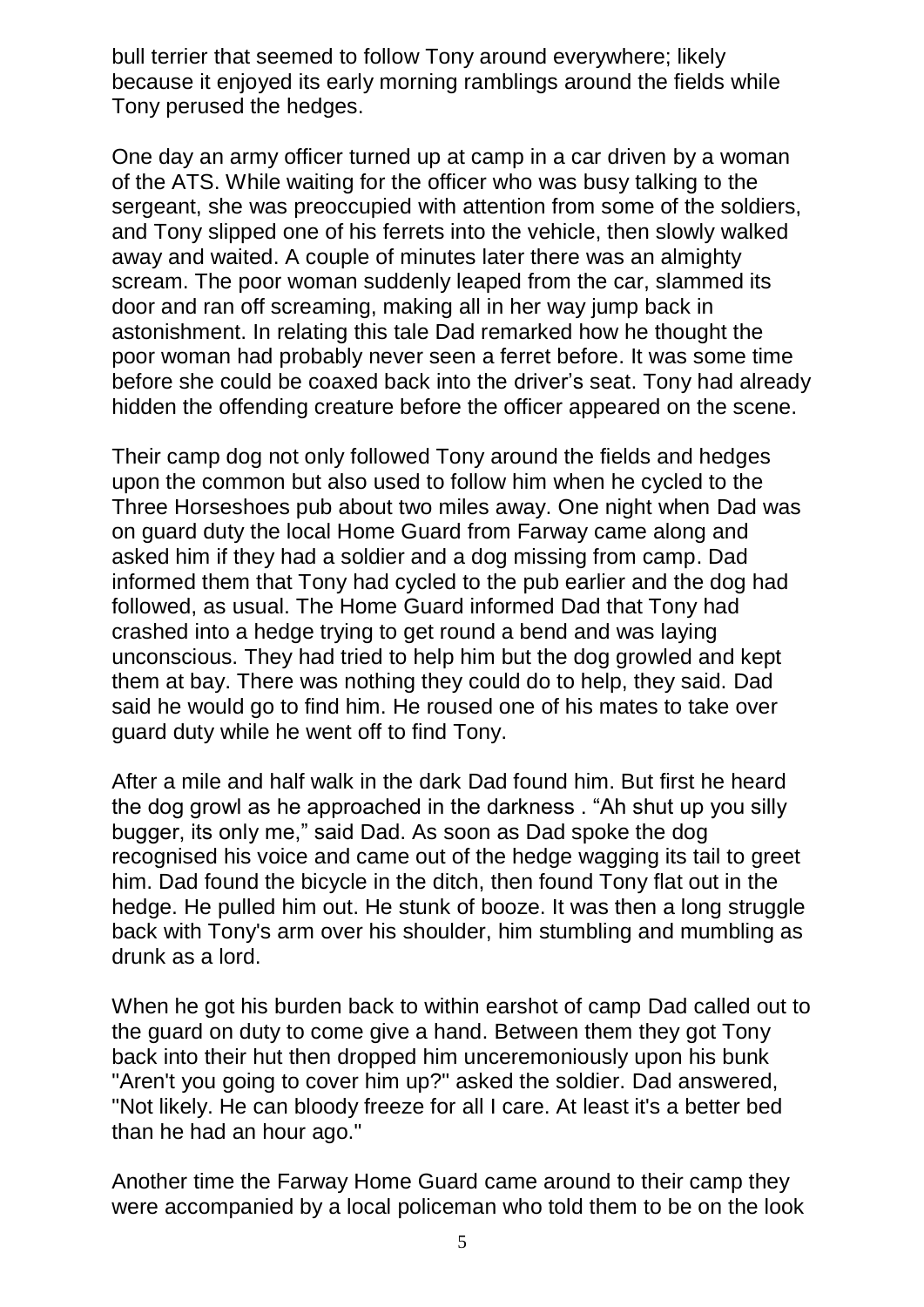bull terrier that seemed to follow Tony around everywhere; likely because it enjoyed its early morning ramblings around the fields while Tony perused the hedges.

One day an army officer turned up at camp in a car driven by a woman of the ATS. While waiting for the officer who was busy talking to the sergeant, she was preoccupied with attention from some of the soldiers, and Tony slipped one of his ferrets into the vehicle, then slowly walked away and waited. A couple of minutes later there was an almighty scream. The poor woman suddenly leaped from the car, slammed its door and ran off screaming, making all in her way jump back in astonishment. In relating this tale Dad remarked how he thought the poor woman had probably never seen a ferret before. It was some time before she could be coaxed back into the driver's seat. Tony had already hidden the offending creature before the officer appeared on the scene.

Their camp dog not only followed Tony around the fields and hedges upon the common but also used to follow him when he cycled to the Three Horseshoes pub about two miles away. One night when Dad was on guard duty the local Home Guard from Farway came along and asked him if they had a soldier and a dog missing from camp. Dad informed them that Tony had cycled to the pub earlier and the dog had followed, as usual. The Home Guard informed Dad that Tony had crashed into a hedge trying to get round a bend and was laying unconscious. They had tried to help him but the dog growled and kept them at bay. There was nothing they could do to help, they said. Dad said he would go to find him. He roused one of his mates to take over guard duty while he went off to find Tony.

After a mile and half walk in the dark Dad found him. But first he heard the dog growl as he approached in the darkness . "Ah shut up you silly bugger, its only me," said Dad. As soon as Dad spoke the dog recognised his voice and came out of the hedge wagging its tail to greet him. Dad found the bicycle in the ditch, then found Tony flat out in the hedge. He pulled him out. He stunk of booze. It was then a long struggle back with Tony's arm over his shoulder, him stumbling and mumbling as drunk as a lord.

When he got his burden back to within earshot of camp Dad called out to the guard on duty to come give a hand. Between them they got Tony back into their hut then dropped him unceremoniously upon his bunk "Aren't you going to cover him up?" asked the soldier. Dad answered, "Not likely. He can bloody freeze for all I care. At least it's a better bed than he had an hour ago."

Another time the Farway Home Guard came around to their camp they were accompanied by a local policeman who told them to be on the look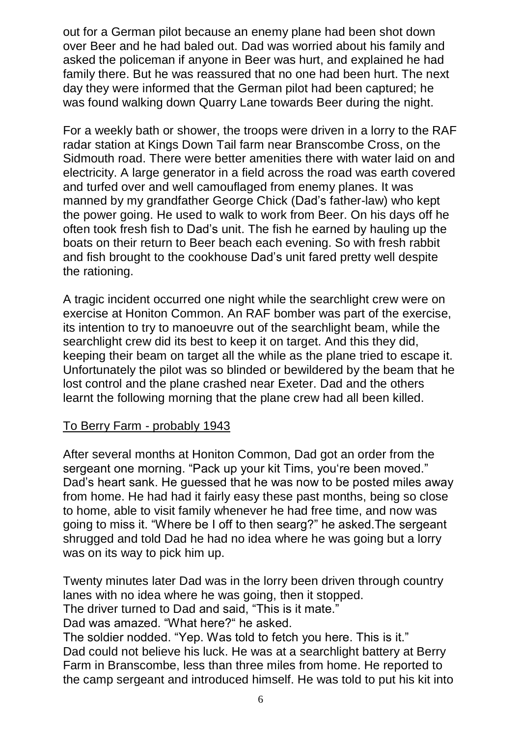out for a German pilot because an enemy plane had been shot down over Beer and he had baled out. Dad was worried about his family and asked the policeman if anyone in Beer was hurt, and explained he had family there. But he was reassured that no one had been hurt. The next day they were informed that the German pilot had been captured; he was found walking down Quarry Lane towards Beer during the night.

For a weekly bath or shower, the troops were driven in a lorry to the RAF radar station at Kings Down Tail farm near Branscombe Cross, on the Sidmouth road. There were better amenities there with water laid on and electricity. A large generator in a field across the road was earth covered and turfed over and well camouflaged from enemy planes. It was manned by my grandfather George Chick (Dad's father-law) who kept the power going. He used to walk to work from Beer. On his days off he often took fresh fish to Dad's unit. The fish he earned by hauling up the boats on their return to Beer beach each evening. So with fresh rabbit and fish brought to the cookhouse Dad's unit fared pretty well despite the rationing.

A tragic incident occurred one night while the searchlight crew were on exercise at Honiton Common. An RAF bomber was part of the exercise, its intention to try to manoeuvre out of the searchlight beam, while the searchlight crew did its best to keep it on target. And this they did, keeping their beam on target all the while as the plane tried to escape it. Unfortunately the pilot was so blinded or bewildered by the beam that he lost control and the plane crashed near Exeter. Dad and the others learnt the following morning that the plane crew had all been killed.

<u>To Berry Farm - probably 1943</u>

After several months at Honiton Common, Dad got an order from the sergeant one morning. "Pack up your kit Tims, you're been moved." Dad's heart sank. He guessed that he was now to be posted miles away from home. He had had it fairly easy these past months, being so close to home, able to visit family whenever he had free time, and now was going to miss it. "Where be I off to then searg?" he asked.The sergeant shrugged and told Dad he had no idea where he was going but a lorry was on its way to pick him up.

Twenty minutes later Dad was in the lorry been driven through country lanes with no idea where he was going, then it stopped.
The driver turned to Dad and said, "This is it mate."
Dad was amazed. "What here?" he asked.
The soldier nodded. "Yep. Was told to fetch you here. This is it."
Dad could not believe his luck. He was at a searchlight battery at Berry Farm in Branscombe, less than three miles from home. He reported to the camp sergeant and introduced himself. He was told to put his kit into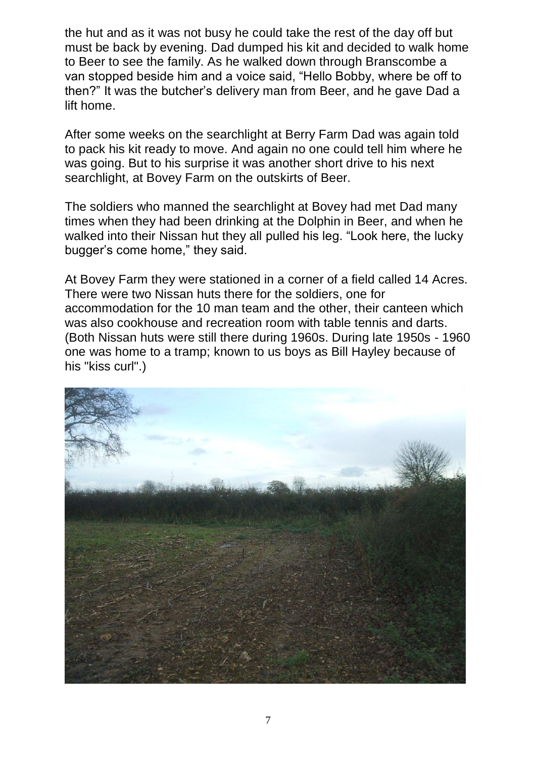the hut and as it was not busy he could take the rest of the day off but must be back by evening. Dad dumped his kit and decided to walk home to Beer to see the family. As he walked down through Branscombe a van stopped beside him and a voice said, "Hello Bobby, where be off to then?" It was the butcher's delivery man from Beer, and he gave Dad a lift home.

After some weeks on the searchlight at Berry Farm Dad was again told to pack his kit ready to move. And again no one could tell him where he was going. But to his surprise it was another short drive to his next searchlight, at Bovey Farm on the outskirts of Beer.

The soldiers who manned the searchlight at Bovey had met Dad many times when they had been drinking at the Dolphin in Beer, and when he walked into their Nissan hut they all pulled his leg. "Look here, the lucky bugger's come home," they said.

At Bovey Farm they were stationed in a corner of a field called 14 Acres. There were two Nissan huts there for the soldiers, one for accommodation for the 10 man team and the other, their canteen which was also cookhouse and recreation room with table tennis and darts. (Both Nissan huts were still there during 1960s. During late 1950s - 1960 one was home to a tramp; known to us boys as Bill Hayley because of his "kiss curl".)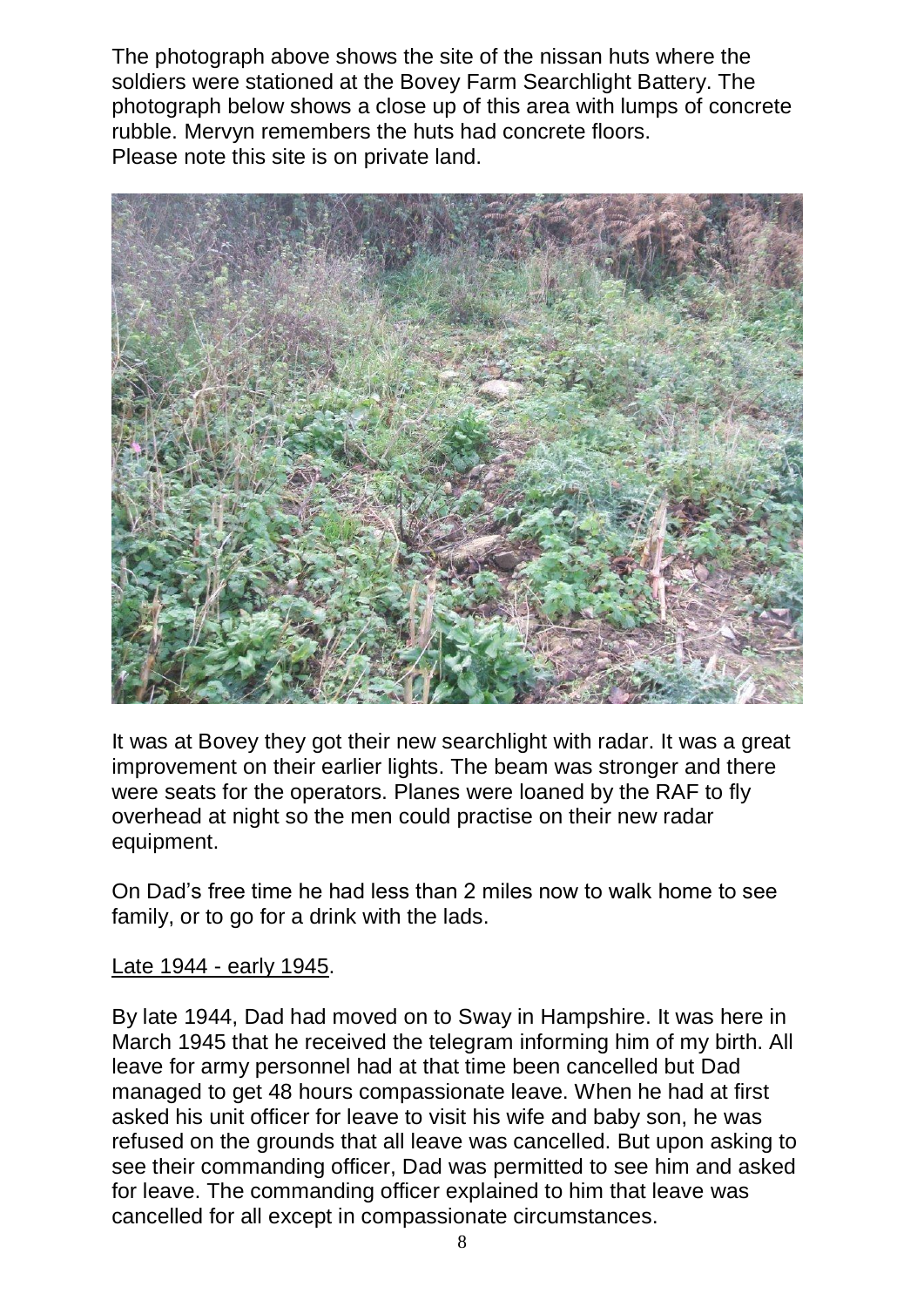The photograph above shows the site of the nissan huts where the soldiers were stationed at the Bovey Farm Searchlight Battery. The photograph below shows a close up of this area with lumps of concrete rubble. Mervyn remembers the huts had concrete floors.
Please note this site is on private land.

It was at Bovey they got their new searchlight with radar. It was a great improvement on their earlier lights. The beam was stronger and there were seats for the operators. Planes were loaned by the RAF to fly overhead at night so the men could practise on their new radar equipment.

On Dad's free time he had less than 2 miles now to walk home to see family, or to go for a drink with the lads.

Late 1944 - early 1945.

By late 1944, Dad had moved on to Sway in Hampshire. It was here in March 1945 that he received the telegram informing him of my birth. All leave for army personnel had at that time been cancelled but Dad managed to get 48 hours compassionate leave. When he had at first asked his unit officer for leave to visit his wife and baby son, he was refused on the grounds that all leave was cancelled. But upon asking to see their commanding officer, Dad was permitted to see him and asked for leave. The commanding officer explained to him that leave was cancelled for all except in compassionate circumstances.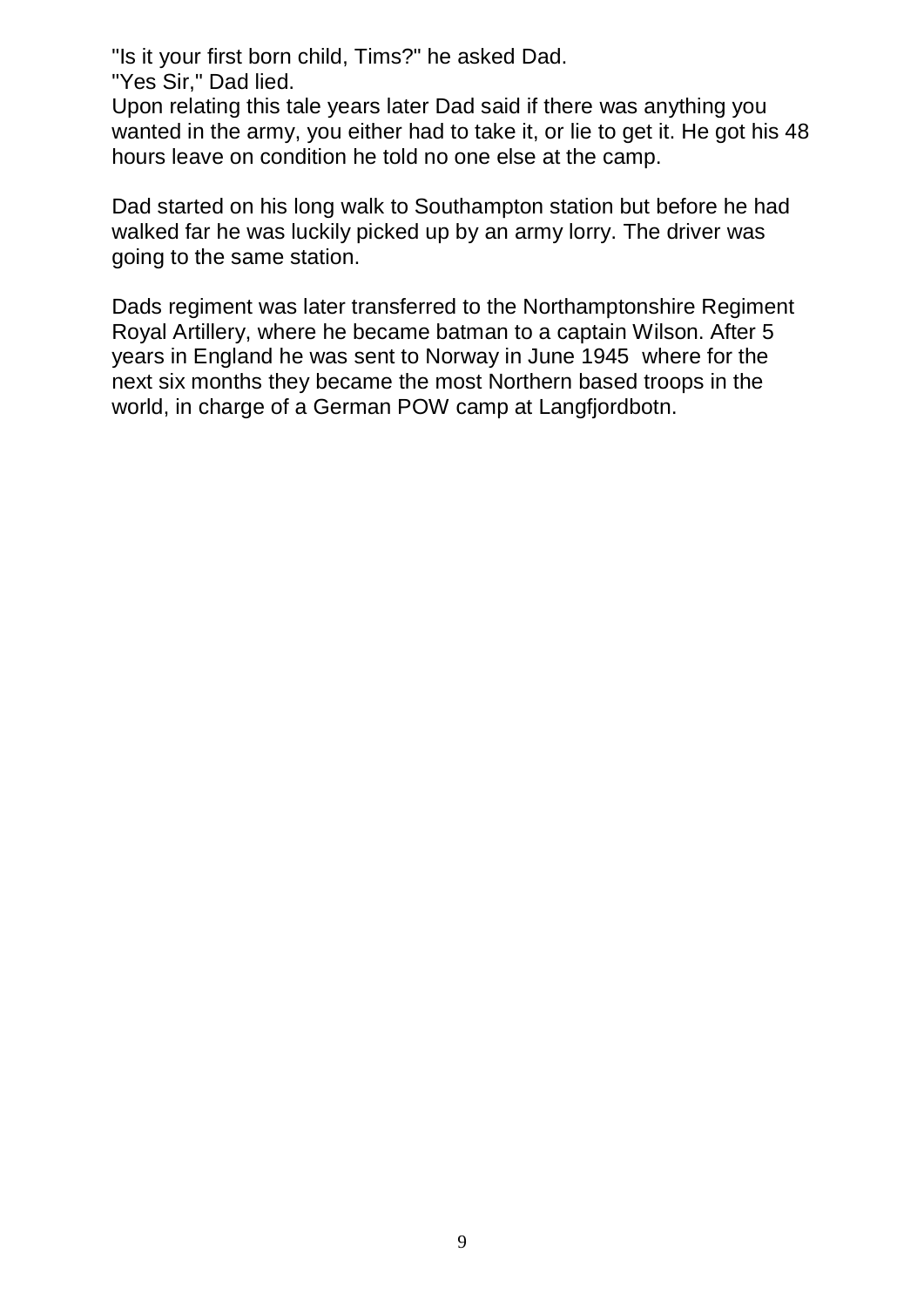"Is it your first born child, Tims?" he asked Dad.
"Yes Sir," Dad lied.
Upon relating this tale years later Dad said if there was anything you wanted in the army, you either had to take it, or lie to get it. He got his 48 hours leave on condition he told no one else at the camp.

Dad started on his long walk to Southampton station but before he had walked far he was luckily picked up by an army lorry. The driver was going to the same station.

Dads regiment was later transferred to the Northamptonshire Regiment Royal Artillery, where he became batman to a captain Wilson. After 5 years in England he was sent to Norway in June 1945 where for the next six months they became the most Northern based troops in the world, in charge of a German POW camp at Langfjordbotn.